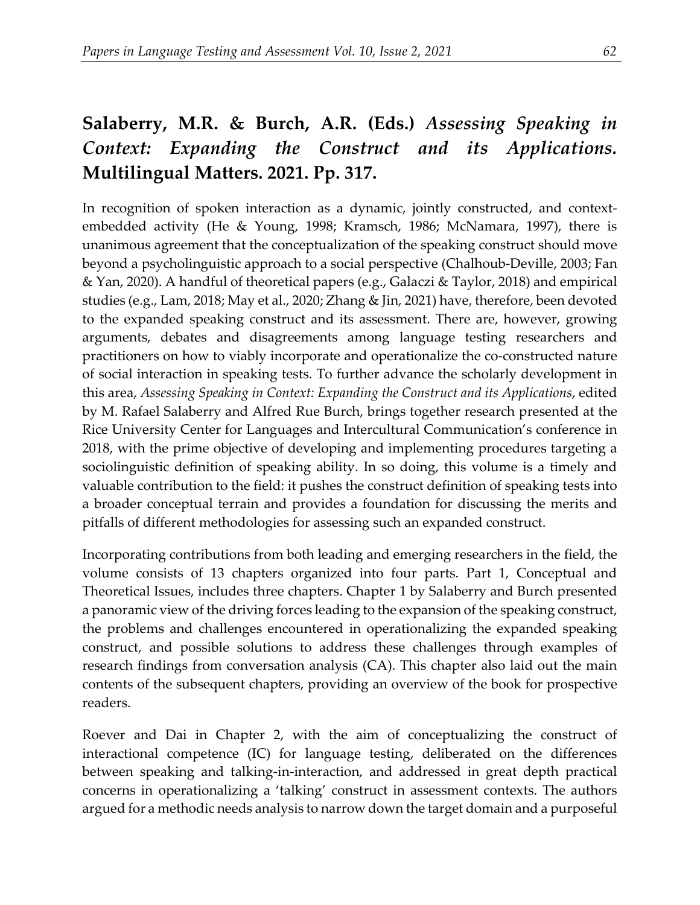## Salaberry, M.R. & Burch, A.R. (Eds.) *Assessing Speaking in Context: Expanding the Construct and its Applications.* Multilingual Matters. 2021. Pp. 317.

In recognition of spoken interaction as a dynamic, jointly constructed, and context-embedded activity (He & Young, 1998; Kramsch, 1986; McNamara, 1997), there is unanimous agreement that the conceptualization of the speaking construct should move beyond a psycholinguistic approach to a social perspective (Chalhoub-Deville, 2003; Fan & Yan, 2020). A handful of theoretical papers (e.g., Galaczi & Taylor, 2018) and empirical studies (e.g., Lam, 2018; May et al., 2020; Zhang & Jin, 2021) have, therefore, been devoted to the expanded speaking construct and its assessment. There are, however, growing arguments, debates and disagreements among language testing researchers and practitioners on how to viably incorporate and operationalize the co-constructed nature of social interaction in speaking tests. To further advance the scholarly development in this area, *Assessing Speaking in Context: Expanding the Construct and its Applications*, edited by M. Rafael Salaberry and Alfred Rue Burch, brings together research presented at the Rice University Center for Languages and Intercultural Communication's conference in 2018, with the prime objective of developing and implementing procedures targeting a sociolinguistic definition of speaking ability. In so doing, this volume is a timely and valuable contribution to the field: it pushes the construct definition of speaking tests into a broader conceptual terrain and provides a foundation for discussing the merits and pitfalls of different methodologies for assessing such an expanded construct.

Incorporating contributions from both leading and emerging researchers in the field, the volume consists of 13 chapters organized into four parts. Part 1, Conceptual and Theoretical Issues, includes three chapters. Chapter 1 by Salaberry and Burch presented a panoramic view of the driving forces leading to the expansion of the speaking construct, the problems and challenges encountered in operationalizing the expanded speaking construct, and possible solutions to address these challenges through examples of research findings from conversation analysis (CA). This chapter also laid out the main contents of the subsequent chapters, providing an overview of the book for prospective readers.

Roever and Dai in Chapter 2, with the aim of conceptualizing the construct of interactional competence (IC) for language testing, deliberated on the differences between speaking and talking-in-interaction, and addressed in great depth practical concerns in operationalizing a 'talking' construct in assessment contexts. The authors argued for a methodic needs analysis to narrow down the target domain and a purposeful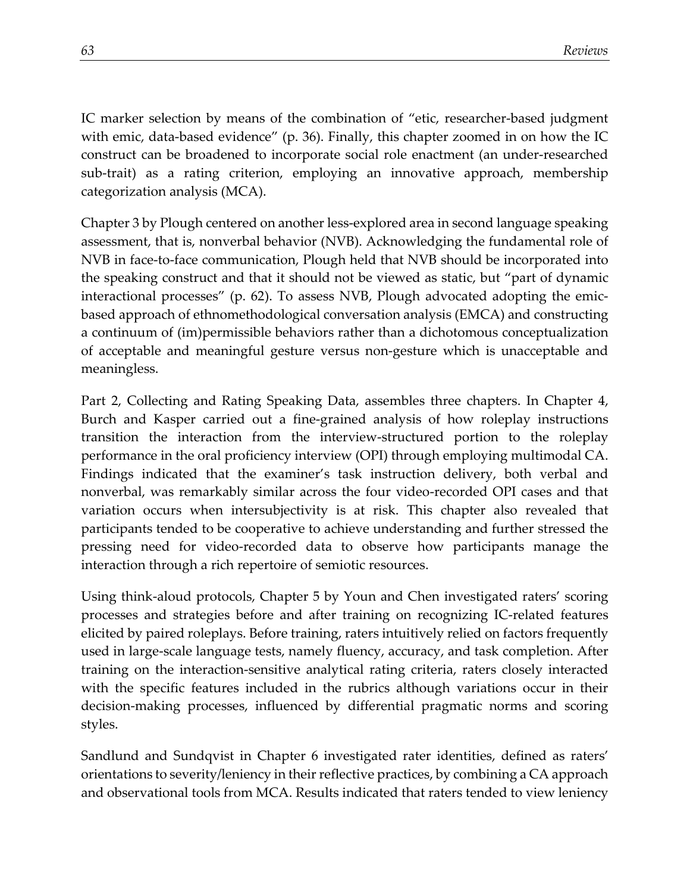IC marker selection by means of the combination of "etic, researcher-based judgment with emic, data-based evidence" (p. 36). Finally, this chapter zoomed in on how the IC construct can be broadened to incorporate social role enactment (an under-researched sub-trait) as a rating criterion, employing an innovative approach, membership categorization analysis (MCA).

Chapter 3 by Plough centered on another less-explored area in second language speaking assessment, that is, nonverbal behavior (NVB). Acknowledging the fundamental role of NVB in face-to-face communication, Plough held that NVB should be incorporated into the speaking construct and that it should not be viewed as static, but "part of dynamic interactional processes" (p. 62). To assess NVB, Plough advocated adopting the emic-based approach of ethnomethodological conversation analysis (EMCA) and constructing a continuum of (im)permissible behaviors rather than a dichotomous conceptualization of acceptable and meaningful gesture versus non-gesture which is unacceptable and meaningless.

Part 2, Collecting and Rating Speaking Data, assembles three chapters. In Chapter 4, Burch and Kasper carried out a fine-grained analysis of how roleplay instructions transition the interaction from the interview-structured portion to the roleplay performance in the oral proficiency interview (OPI) through employing multimodal CA. Findings indicated that the examiner's task instruction delivery, both verbal and nonverbal, was remarkably similar across the four video-recorded OPI cases and that variation occurs when intersubjectivity is at risk. This chapter also revealed that participants tended to be cooperative to achieve understanding and further stressed the pressing need for video-recorded data to observe how participants manage the interaction through a rich repertoire of semiotic resources.

Using think-aloud protocols, Chapter 5 by Youn and Chen investigated raters' scoring processes and strategies before and after training on recognizing IC-related features elicited by paired roleplays. Before training, raters intuitively relied on factors frequently used in large-scale language tests, namely fluency, accuracy, and task completion. After training on the interaction-sensitive analytical rating criteria, raters closely interacted with the specific features included in the rubrics although variations occur in their decision-making processes, influenced by differential pragmatic norms and scoring styles.

Sandlund and Sundqvist in Chapter 6 investigated rater identities, defined as raters' orientations to severity/leniency in their reflective practices, by combining a CA approach and observational tools from MCA. Results indicated that raters tended to view leniency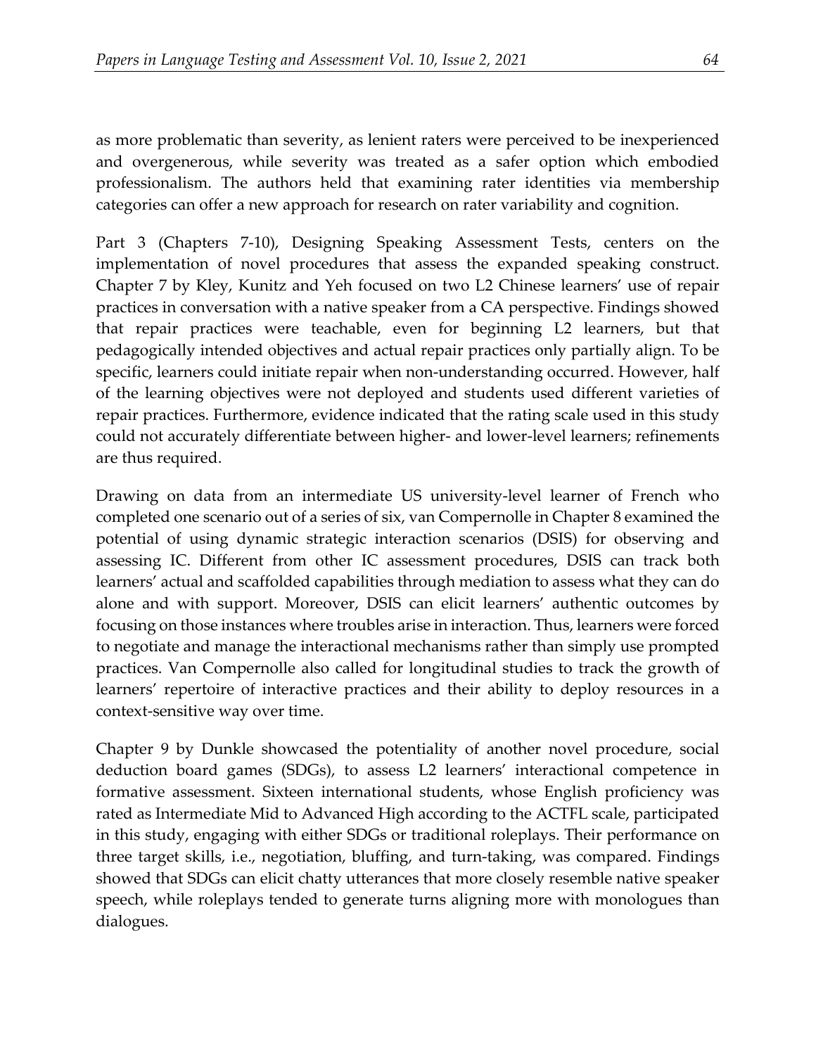as more problematic than severity, as lenient raters were perceived to be inexperienced and overgenerous, while severity was treated as a safer option which embodied professionalism. The authors held that examining rater identities via membership categories can offer a new approach for research on rater variability and cognition.

Part 3 (Chapters 7-10), Designing Speaking Assessment Tests, centers on the implementation of novel procedures that assess the expanded speaking construct. Chapter 7 by Kley, Kunitz and Yeh focused on two L2 Chinese learners' use of repair practices in conversation with a native speaker from a CA perspective. Findings showed that repair practices were teachable, even for beginning L2 learners, but that pedagogically intended objectives and actual repair practices only partially align. To be specific, learners could initiate repair when non-understanding occurred. However, half of the learning objectives were not deployed and students used different varieties of repair practices. Furthermore, evidence indicated that the rating scale used in this study could not accurately differentiate between higher- and lower-level learners; refinements are thus required.

Drawing on data from an intermediate US university-level learner of French who completed one scenario out of a series of six, van Compernolle in Chapter 8 examined the potential of using dynamic strategic interaction scenarios (DSIS) for observing and assessing IC. Different from other IC assessment procedures, DSIS can track both learners' actual and scaffolded capabilities through mediation to assess what they can do alone and with support. Moreover, DSIS can elicit learners' authentic outcomes by focusing on those instances where troubles arise in interaction. Thus, learners were forced to negotiate and manage the interactional mechanisms rather than simply use prompted practices. Van Compernolle also called for longitudinal studies to track the growth of learners' repertoire of interactive practices and their ability to deploy resources in a context-sensitive way over time.

Chapter 9 by Dunkle showcased the potentiality of another novel procedure, social deduction board games (SDGs), to assess L2 learners' interactional competence in formative assessment. Sixteen international students, whose English proficiency was rated as Intermediate Mid to Advanced High according to the ACTFL scale, participated in this study, engaging with either SDGs or traditional roleplays. Their performance on three target skills, i.e., negotiation, bluffing, and turn-taking, was compared. Findings showed that SDGs can elicit chatty utterances that more closely resemble native speaker speech, while roleplays tended to generate turns aligning more with monologues than dialogues.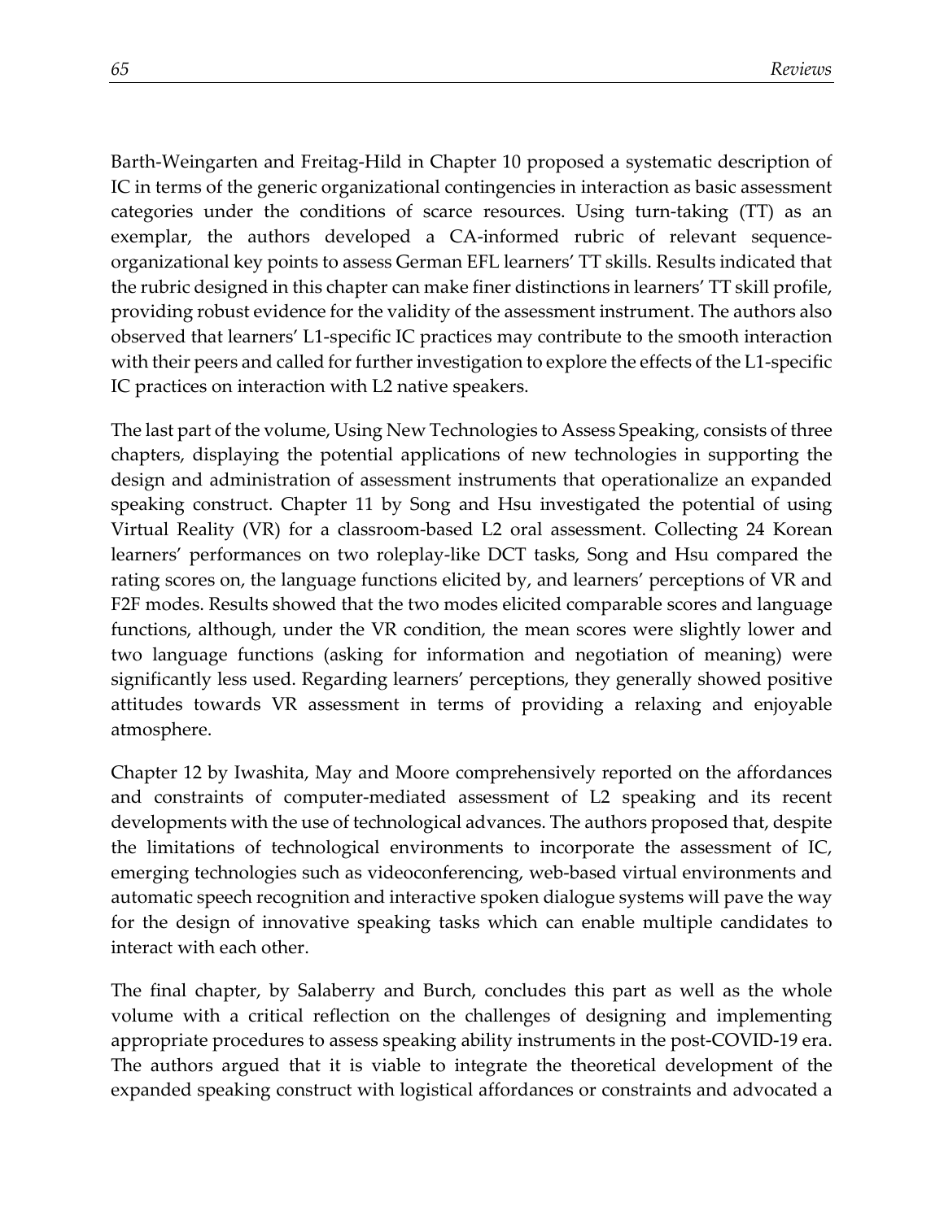Barth-Weingarten and Freitag-Hild in Chapter 10 proposed a systematic description of IC in terms of the generic organizational contingencies in interaction as basic assessment categories under the conditions of scarce resources. Using turn-taking (TT) as an exemplar, the authors developed a CA-informed rubric of relevant sequence-organizational key points to assess German EFL learners' TT skills. Results indicated that the rubric designed in this chapter can make finer distinctions in learners' TT skill profile, providing robust evidence for the validity of the assessment instrument. The authors also observed that learners' L1-specific IC practices may contribute to the smooth interaction with their peers and called for further investigation to explore the effects of the L1-specific IC practices on interaction with L2 native speakers.

The last part of the volume, Using New Technologies to Assess Speaking, consists of three chapters, displaying the potential applications of new technologies in supporting the design and administration of assessment instruments that operationalize an expanded speaking construct. Chapter 11 by Song and Hsu investigated the potential of using Virtual Reality (VR) for a classroom-based L2 oral assessment. Collecting 24 Korean learners' performances on two roleplay-like DCT tasks, Song and Hsu compared the rating scores on, the language functions elicited by, and learners' perceptions of VR and F2F modes. Results showed that the two modes elicited comparable scores and language functions, although, under the VR condition, the mean scores were slightly lower and two language functions (asking for information and negotiation of meaning) were significantly less used. Regarding learners' perceptions, they generally showed positive attitudes towards VR assessment in terms of providing a relaxing and enjoyable atmosphere.

Chapter 12 by Iwashita, May and Moore comprehensively reported on the affordances and constraints of computer-mediated assessment of L2 speaking and its recent developments with the use of technological advances. The authors proposed that, despite the limitations of technological environments to incorporate the assessment of IC, emerging technologies such as videoconferencing, web-based virtual environments and automatic speech recognition and interactive spoken dialogue systems will pave the way for the design of innovative speaking tasks which can enable multiple candidates to interact with each other.

The final chapter, by Salaberry and Burch, concludes this part as well as the whole volume with a critical reflection on the challenges of designing and implementing appropriate procedures to assess speaking ability instruments in the post-COVID-19 era. The authors argued that it is viable to integrate the theoretical development of the expanded speaking construct with logistical affordances or constraints and advocated a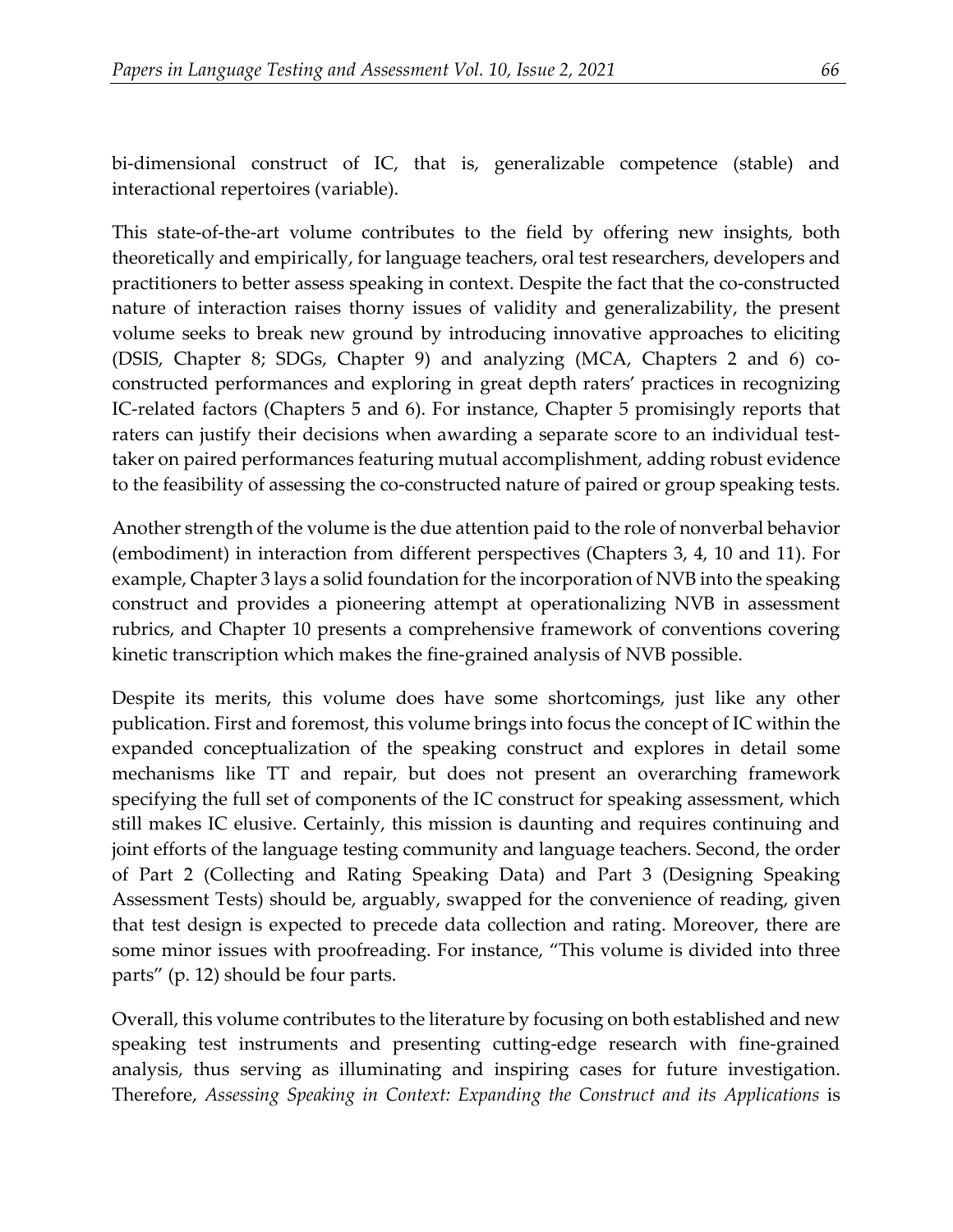bi-dimensional construct of IC, that is, generalizable competence (stable) and interactional repertoires (variable).

This state-of-the-art volume contributes to the field by offering new insights, both theoretically and empirically, for language teachers, oral test researchers, developers and practitioners to better assess speaking in context. Despite the fact that the co-constructed nature of interaction raises thorny issues of validity and generalizability, the present volume seeks to break new ground by introducing innovative approaches to eliciting (DSIS, Chapter 8; SDGs, Chapter 9) and analyzing (MCA, Chapters 2 and 6) co-constructed performances and exploring in great depth raters' practices in recognizing IC-related factors (Chapters 5 and 6). For instance, Chapter 5 promisingly reports that raters can justify their decisions when awarding a separate score to an individual test-taker on paired performances featuring mutual accomplishment, adding robust evidence to the feasibility of assessing the co-constructed nature of paired or group speaking tests.

Another strength of the volume is the due attention paid to the role of nonverbal behavior (embodiment) in interaction from different perspectives (Chapters 3, 4, 10 and 11). For example, Chapter 3 lays a solid foundation for the incorporation of NVB into the speaking construct and provides a pioneering attempt at operationalizing NVB in assessment rubrics, and Chapter 10 presents a comprehensive framework of conventions covering kinetic transcription which makes the fine-grained analysis of NVB possible.

Despite its merits, this volume does have some shortcomings, just like any other publication. First and foremost, this volume brings into focus the concept of IC within the expanded conceptualization of the speaking construct and explores in detail some mechanisms like TT and repair, but does not present an overarching framework specifying the full set of components of the IC construct for speaking assessment, which still makes IC elusive. Certainly, this mission is daunting and requires continuing and joint efforts of the language testing community and language teachers. Second, the order of Part 2 (Collecting and Rating Speaking Data) and Part 3 (Designing Speaking Assessment Tests) should be, arguably, swapped for the convenience of reading, given that test design is expected to precede data collection and rating. Moreover, there are some minor issues with proofreading. For instance, "This volume is divided into three parts" (p. 12) should be four parts.

Overall, this volume contributes to the literature by focusing on both established and new speaking test instruments and presenting cutting-edge research with fine-grained analysis, thus serving as illuminating and inspiring cases for future investigation. Therefore, *Assessing Speaking in Context: Expanding the Construct and its Applications* is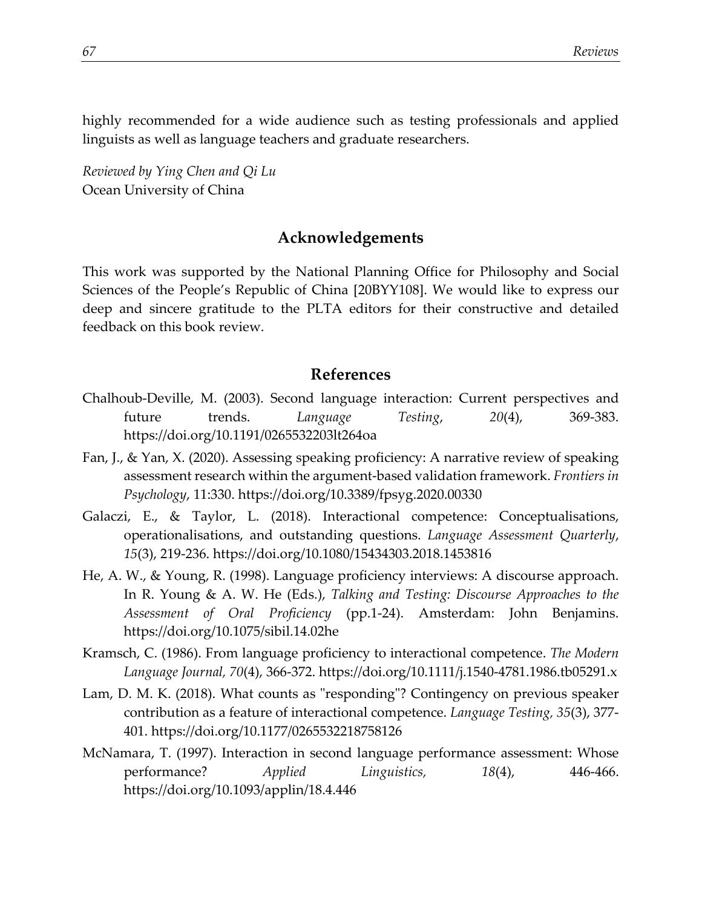highly recommended for a wide audience such as testing professionals and applied linguists as well as language teachers and graduate researchers.

*Reviewed by Ying Chen and Qi Lu*
Ocean University of China

## Acknowledgements

This work was supported by the National Planning Office for Philosophy and Social Sciences of the People's Republic of China [20BYY108]. We would like to express our deep and sincere gratitude to the PLTA editors for their constructive and detailed feedback on this book review.

## References

Chalhoub-Deville, M. (2003). Second language interaction: Current perspectives and future trends. *Language Testing*, *20*(4), 369-383. https://doi.org/10.1191/0265532203lt264oa

Fan, J., & Yan, X. (2020). Assessing speaking proficiency: A narrative review of speaking assessment research within the argument-based validation framework. *Frontiers in Psychology*, 11:330. https://doi.org/10.3389/fpsyg.2020.00330

Galaczi, E., & Taylor, L. (2018). Interactional competence: Conceptualisations, operationalisations, and outstanding questions. *Language Assessment Quarterly*, *15*(3), 219-236. https://doi.org/10.1080/15434303.2018.1453816

He, A. W., & Young, R. (1998). Language proficiency interviews: A discourse approach. In R. Young & A. W. He (Eds.), *Talking and Testing: Discourse Approaches to the Assessment of Oral Proficiency* (pp.1-24). Amsterdam: John Benjamins. https://doi.org/10.1075/sibil.14.02he

Kramsch, C. (1986). From language proficiency to interactional competence. *The Modern Language Journal, 70*(4), 366-372. https://doi.org/10.1111/j.1540-4781.1986.tb05291.x

Lam, D. M. K. (2018). What counts as "responding"? Contingency on previous speaker contribution as a feature of interactional competence. *Language Testing, 35*(3), 377-401. https://doi.org/10.1177/0265532218758126

McNamara, T. (1997). Interaction in second language performance assessment: Whose performance? *Applied Linguistics, 18*(4), 446-466. https://doi.org/10.1093/applin/18.4.446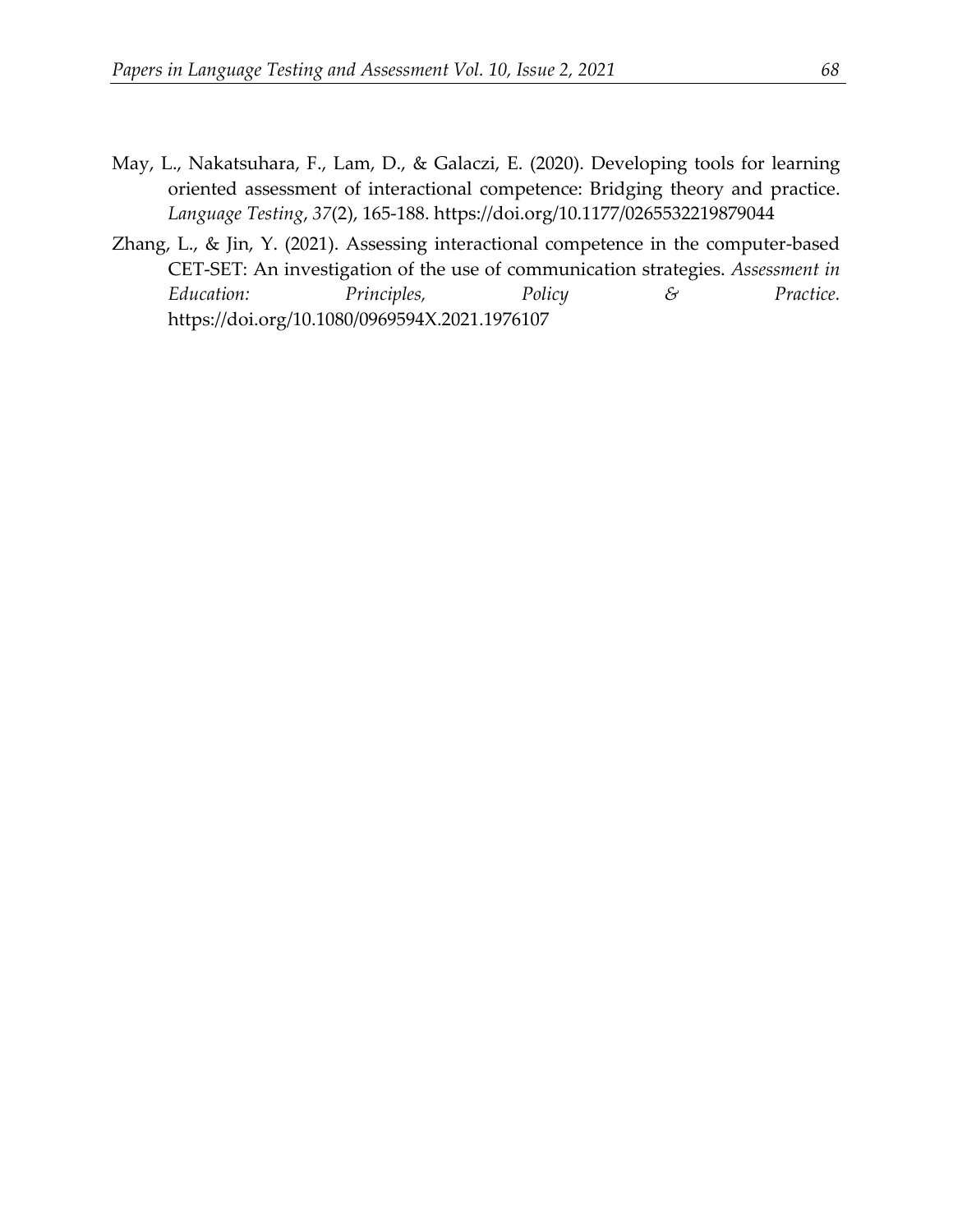May, L., Nakatsuhara, F., Lam, D., & Galaczi, E. (2020). Developing tools for learning oriented assessment of interactional competence: Bridging theory and practice. *Language Testing*, *37*(2), 165-188. https://doi.org/10.1177/0265532219879044

Zhang, L., & Jin, Y. (2021). Assessing interactional competence in the computer-based CET-SET: An investigation of the use of communication strategies. *Assessment in Education: Principles, Policy & Practice*. https://doi.org/10.1080/0969594X.2021.1976107